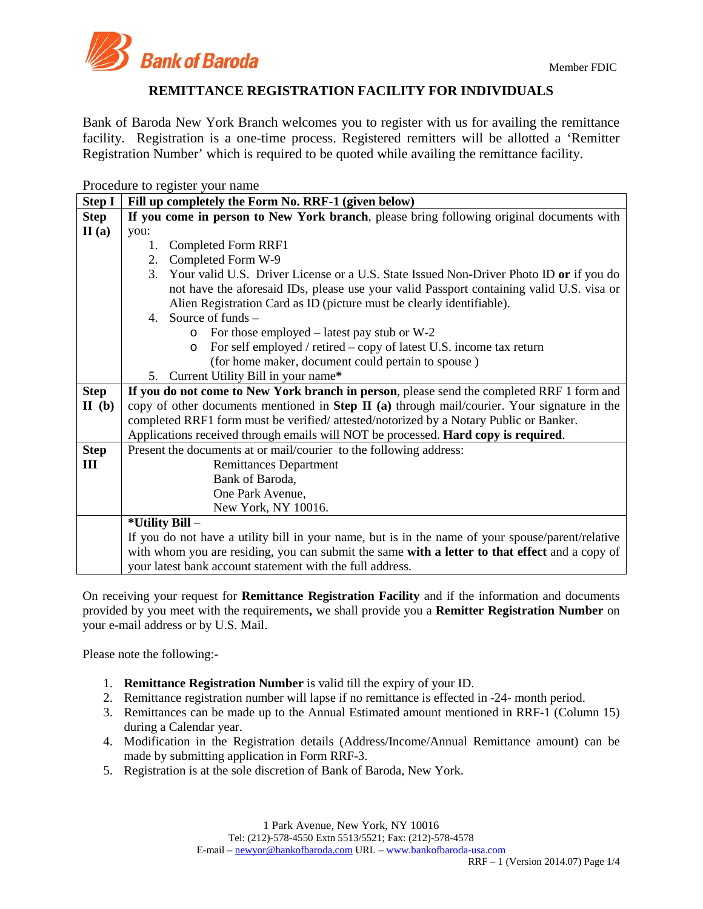Bank of Baroda

Member FDIC

# REMITTANCE REGISTRATION FACILITY FOR INDIVIDUALS

Bank of Baroda New York Branch welcomes you to register with us for availing the remittance facility. Registration is a one-time process. Registered remitters will be allotted a 'Remitter Registration Number' which is required to be quoted while availing the remittance facility.

Procedure to register your name

| Step I | **Fill up completely the Form No. RRF-1 (given below)** |
|---|---|
| Step II (a) | **If you come in person to New York branch**, please bring following original documents with you:<br>1. Completed Form RRF1<br>2. Completed Form W-9<br>3. Your valid U.S. Driver License or a U.S. State Issued Non-Driver Photo ID **or** if you do not have the aforesaid IDs, please use your valid Passport containing valid U.S. visa or Alien Registration Card as ID (picture must be clearly identifiable).<br>4. Source of funds –<br>o For those employed – latest pay stub or W-2<br>o For self employed / retired – copy of latest U.S. income tax return (for home maker, document could pertain to spouse )<br>5. Current Utility Bill in your name* |
| Step II (b) | **If you do not come to New York branch in person**, please send the completed RRF 1 form and copy of other documents mentioned in **Step II (a)** through mail/courier. Your signature in the completed RRF1 form must be verified/ attested/notorized by a Notary Public or Banker. Applications received through emails will NOT be processed. **Hard copy is required**. |
| Step III | Present the documents at or mail/courier to the following address:<br>Remittances Department<br>Bank of Baroda,<br>One Park Avenue,<br>New York, NY 10016. |
| | ***Utility Bill** –<br>If you do not have a utility bill in your name, but is in the name of your spouse/parent/relative with whom you are residing, you can submit the same **with a letter to that effect** and a copy of your latest bank account statement with the full address. |

On receiving your request for **Remittance Registration Facility** and if the information and documents provided by you meet with the requirements**,** we shall provide you a **Remitter Registration Number** on your e-mail address or by U.S. Mail.

Please note the following:-

1. **Remittance Registration Number** is valid till the expiry of your ID.
2. Remittance registration number will lapse if no remittance is effected in -24- month period.
3. Remittances can be made up to the Annual Estimated amount mentioned in RRF-1 (Column 15) during a Calendar year.
4. Modification in the Registration details (Address/Income/Annual Remittance amount) can be made by submitting application in Form RRF-3.
5. Registration is at the sole discretion of Bank of Baroda, New York.

1 Park Avenue, New York, NY 10016
Tel: (212)-578-4550 Extn 5513/5521; Fax: (212)-578-4578
E-mail – newyor@bankofbaroda.com URL – www.bankofbaroda-usa.com
RRF – 1 (Version 2014.07)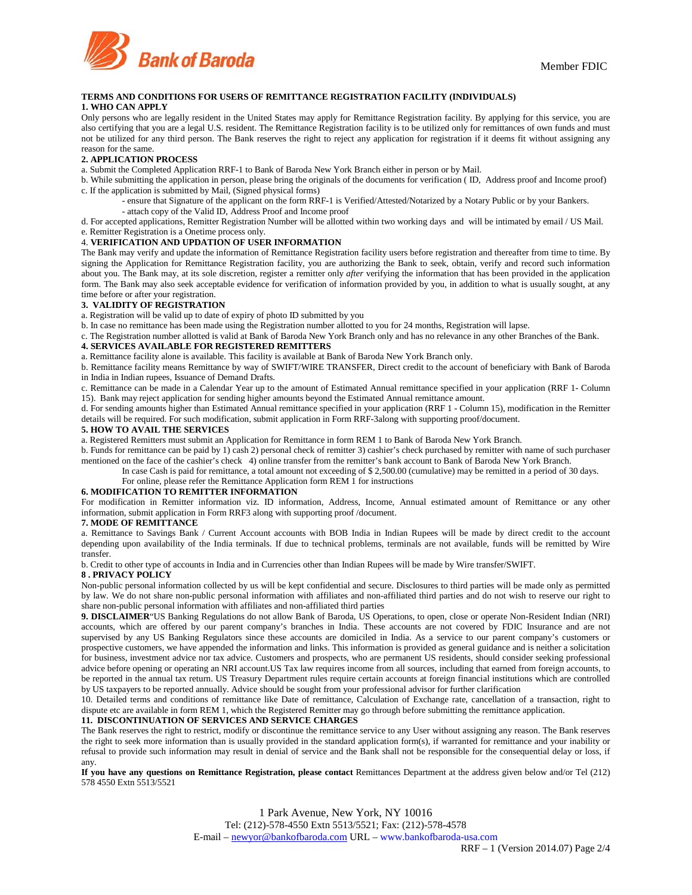Member FDIC

# TERMS AND CONDITIONS FOR USERS OF REMITTANCE REGISTRATION FACILITY (INDIVIDUALS)

## 1. WHO CAN APPLY

Only persons who are legally resident in the United States may apply for Remittance Registration facility. By applying for this service, you are also certifying that you are a legal U.S. resident. The Remittance Registration facility is to be utilized only for remittances of own funds and must not be utilized for any third person. The Bank reserves the right to reject any application for registration if it deems fit without assigning any reason for the same.

## 2. APPLICATION PROCESS

a. Submit the Completed Application RRF-1 to Bank of Baroda New York Branch either in person or by Mail.

b. While submitting the application in person, please bring the originals of the documents for verification ( ID, Address proof and Income proof)

c. If the application is submitted by Mail, (Signed physical forms)

- ensure that Signature of the applicant on the form RRF-1 is Verified/Attested/Notarized by a Notary Public or by your Bankers.
- attach copy of the Valid ID, Address Proof and Income proof

d. For accepted applications, Remitter Registration Number will be allotted within two working days and will be intimated by email / US Mail.

e. Remitter Registration is a Onetime process only.

## 4. VERIFICATION AND UPDATION OF USER INFORMATION

The Bank may verify and update the information of Remittance Registration facility users before registration and thereafter from time to time. By signing the Application for Remittance Registration facility, you are authorizing the Bank to seek, obtain, verify and record such information about you. The Bank may, at its sole discretion, register a remitter only *after* verifying the information that has been provided in the application form. The Bank may also seek acceptable evidence for verification of information provided by you, in addition to what is usually sought, at any time before or after your registration.

## 3. VALIDITY OF REGISTRATION

a. Registration will be valid up to date of expiry of photo ID submitted by you

b. In case no remittance has been made using the Registration number allotted to you for 24 months, Registration will lapse.

c. The Registration number allotted is valid at Bank of Baroda New York Branch only and has no relevance in any other Branches of the Bank.

## 4. SERVICES AVAILABLE FOR REGISTERED REMITTERS

a. Remittance facility alone is available. This facility is available at Bank of Baroda New York Branch only.

b. Remittance facility means Remittance by way of SWIFT/WIRE TRANSFER, Direct credit to the account of beneficiary with Bank of Baroda in India in Indian rupees, Issuance of Demand Drafts.

c. Remittance can be made in a Calendar Year up to the amount of Estimated Annual remittance specified in your application (RRF 1- Column 15). Bank may reject application for sending higher amounts beyond the Estimated Annual remittance amount.

d. For sending amounts higher than Estimated Annual remittance specified in your application (RRF 1 - Column 15), modification in the Remitter details will be required. For such modification, submit application in Form RRF-3along with supporting proof/document.

## 5. HOW TO AVAIL THE SERVICES

a. Registered Remitters must submit an Application for Remittance in form REM 1 to Bank of Baroda New York Branch.

b. Funds for remittance can be paid by 1) cash 2) personal check of remitter 3) cashier's check purchased by remitter with name of such purchaser mentioned on the face of the cashier's check 4) online transfer from the remitter's bank account to Bank of Baroda New York Branch.

In case Cash is paid for remittance, a total amount not exceeding of $ 2,500.00 (cumulative) may be remitted in a period of 30 days.
For online, please refer the Remittance Application form REM 1 for instructions

## 6. MODIFICATION TO REMITTER INFORMATION

For modification in Remitter information viz. ID information, Address, Income, Annual estimated amount of Remittance or any other information, submit application in Form RRF3 along with supporting proof /document.

## 7. MODE OF REMITTANCE

a. Remittance to Savings Bank / Current Account accounts with BOB India in Indian Rupees will be made by direct credit to the account depending upon availability of the India terminals. If due to technical problems, terminals are not available, funds will be remitted by Wire transfer.

b. Credit to other type of accounts in India and in Currencies other than Indian Rupees will be made by Wire transfer/SWIFT.

## 8 . PRIVACY POLICY

Non-public personal information collected by us will be kept confidential and secure. Disclosures to third parties will be made only as permitted by law. We do not share non-public personal information with affiliates and non-affiliated third parties and do not wish to reserve our right to share non-public personal information with affiliates and non-affiliated third parties

**9. DISCLAIMER**"US Banking Regulations do not allow Bank of Baroda, US Operations, to open, close or operate Non-Resident Indian (NRI) accounts, which are offered by our parent company's branches in India. These accounts are not covered by FDIC Insurance and are not supervised by any US Banking Regulators since these accounts are domiciled in India. As a service to our parent company's customers or prospective customers, we have appended the information and links. This information is provided as general guidance and is neither a solicitation for business, investment advice nor tax advice. Customers and prospects, who are permanent US residents, should consider seeking professional advice before opening or operating an NRI account.US Tax law requires income from all sources, including that earned from foreign accounts, to be reported in the annual tax return. US Treasury Department rules require certain accounts at foreign financial institutions which are controlled by US taxpayers to be reported annually. Advice should be sought from your professional advisor for further clarification

10. Detailed terms and conditions of remittance like Date of remittance, Calculation of Exchange rate, cancellation of a transaction, right to dispute etc are available in form REM 1, which the Registered Remitter may go through before submitting the remittance application.

## 11. DISCONTINUATION OF SERVICES AND SERVICE CHARGES

The Bank reserves the right to restrict, modify or discontinue the remittance service to any User without assigning any reason. The Bank reserves the right to seek more information than is usually provided in the standard application form(s), if warranted for remittance and your inability or refusal to provide such information may result in denial of service and the Bank shall not be responsible for the consequential delay or loss, if any.

**If you have any questions on Remittance Registration, please contact** Remittances Department at the address given below and/or Tel (212) 578 4550 Extn 5513/5521

1 Park Avenue, New York, NY 10016
Tel: (212)-578-4550 Extn 5513/5521; Fax: (212)-578-4578
E-mail – newyor@bankofbaroda.com URL – www.bankofbaroda-usa.com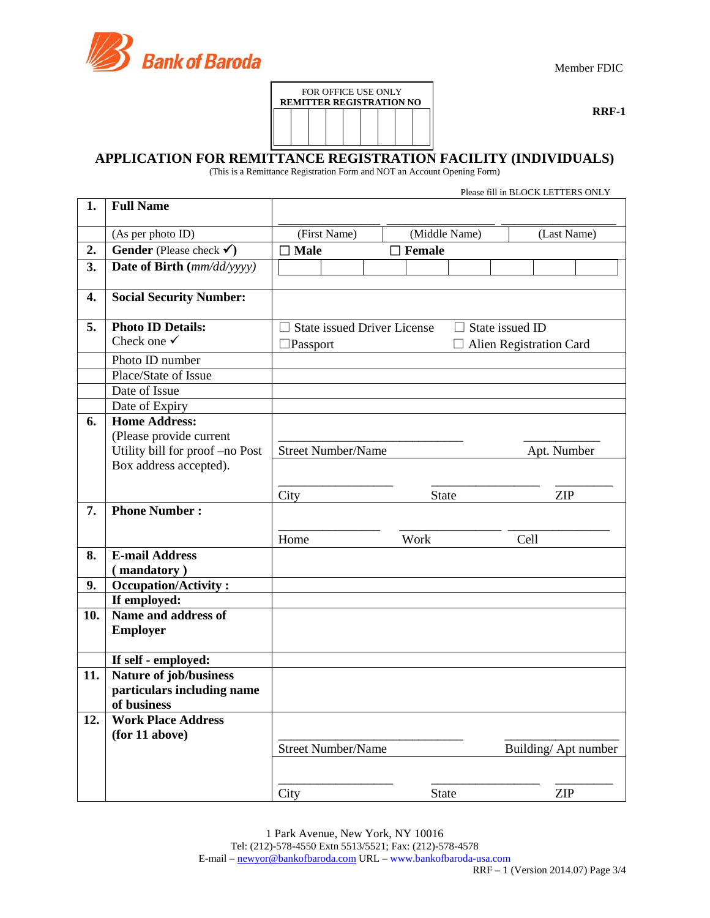Bank of Baroda

Member FDIC

| FOR OFFICE USE ONLY REMITTER REGISTRATION NO |
|---|
| |

**RRF-1**

# APPLICATION FOR REMITTANCE REGISTRATION FACILITY (INDIVIDUALS)

(This is a Remittance Registration Form and NOT an Account Opening Form)

Please fill in BLOCK LETTERS ONLY

| | | | | |
|---|---|---|---|---|
| **1.** | **Full Name** | ______________ | ______________ | ______________ |
| | (As per photo ID) | (First Name) | (Middle Name) | (Last Name) |
| **2.** | **Gender** (Please check ✓) | ☐ **Male** | ☐ **Female** | |
| **3.** | **Date of Birth** *(mm/dd/yyyy)* | | | |
| **4.** | **Social Security Number:** | | | |
| **5.** | **Photo ID Details:** Check one ✓ | ☐ State issued Driver License ☐ Passport | ☐ State issued ID ☐ Alien Registration Card | |
| | Photo ID number | | | |
| | Place/State of Issue | | | |
| | Date of Issue | | | |
| | Date of Expiry | | | |
| **6.** | **Home Address:** (Please provide current Utility bill for proof –no Post Box address accepted). | Street Number/Name | | Apt. Number |
| | | City | State | ZIP |
| **7.** | **Phone Number :** | Home | Work | Cell |
| **8.** | **E-mail Address ( mandatory )** | | | |
| **9.** | **Occupation/Activity :** | | | |
| | **If employed:** | | | |
| **10.** | **Name and address of Employer** | | | |
| | **If self - employed:** | | | |
| **11.** | **Nature of job/business particulars including name of business** | | | |
| **12.** | **Work Place Address (for 11 above)** | Street Number/Name | | Building/ Apt number |
| | | City | State | ZIP |

1 Park Avenue, New York, NY 10016
Tel: (212)-578-4550 Extn 5513/5521; Fax: (212)-578-4578
E-mail – newyor@bankofbaroda.com URL – www.bankofbaroda-usa.com
RRF – 1 (Version 2014.07)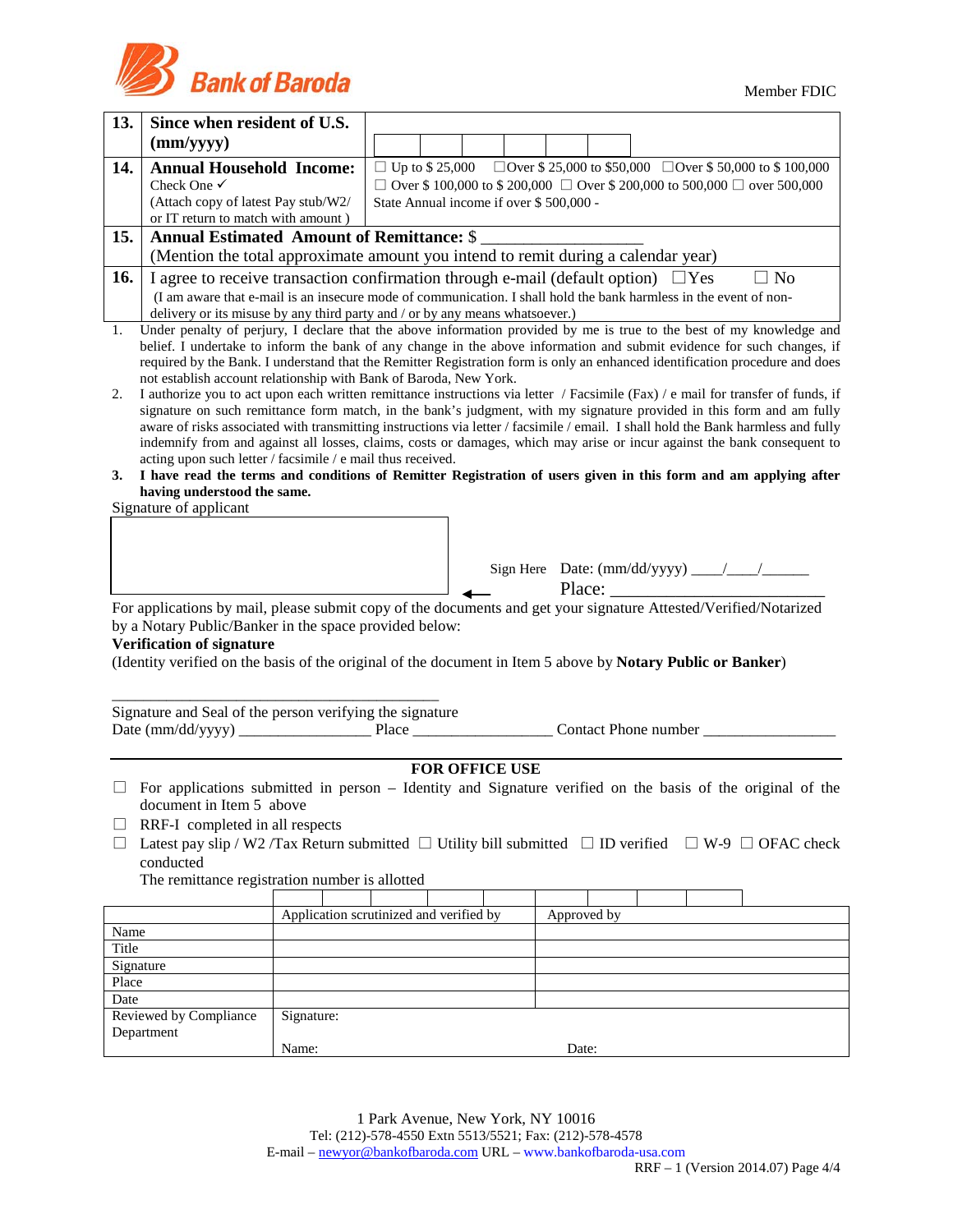Bank of Baroda

Member FDIC

| | | |
|---|---|---|
| **13.** | **Since when resident of U.S. (mm/yyyy)** | | | | | | |
| **14.** | **Annual Household Income:** Check One ✓ (Attach copy of latest Pay stub/W2/ or IT return to match with amount ) | ☐ Up to $ 25,000 ☐Over $ 25,000 to $50,000 ☐Over $ 50,000 to $ 100,000 ☐ Over $ 100,000 to $ 200,000 ☐ Over $ 200,000 to 500,000 ☐ over 500,000 State Annual income if over $ 500,000 - |
| **15.** | **Annual Estimated Amount of Remittance:** $ ___________________ (Mention the total approximate amount you intend to remit during a calendar year) | |
| **16.** | I agree to receive transaction confirmation through e-mail (default option) ☐Yes ☐ No (I am aware that e-mail is an insecure mode of communication. I shall hold the bank harmless in the event of non-delivery or its misuse by any third party and / or by any means whatsoever.) | |

1. Under penalty of perjury, I declare that the above information provided by me is true to the best of my knowledge and belief. I undertake to inform the bank of any change in the above information and submit evidence for such changes, if required by the Bank. I understand that the Remitter Registration form is only an enhanced identification procedure and does not establish account relationship with Bank of Baroda, New York.
2. I authorize you to act upon each written remittance instructions via letter / Facsimile (Fax) / e mail for transfer of funds, if signature on such remittance form match, in the bank's judgment, with my signature provided in this form and am fully aware of risks associated with transmitting instructions via letter / facsimile / email. I shall hold the Bank harmless and fully indemnify from and against all losses, claims, costs or damages, which may arise or incur against the bank consequent to acting upon such letter / facsimile / e mail thus received.
3. **I have read the terms and conditions of Remitter Registration of users given in this form and am applying after having understood the same.**

Signature of applicant

Sign Here ← Date: (mm/dd/yyyy) ____/____/______

Place: _________________________

For applications by mail, please submit copy of the documents and get your signature Attested/Verified/Notarized by a Notary Public/Banker in the space provided below:

**Verification of signature**

(Identity verified on the basis of the original of the document in Item 5 above by **Notary Public or Banker**)

_____________________________________________

Signature and Seal of the person verifying the signature

Date (mm/dd/yyyy) ________________ Place _________________ Contact Phone number _________________

**FOR OFFICE USE**

☐ For applications submitted in person – Identity and Signature verified on the basis of the original of the document in Item 5 above

☐ RRF-I completed in all respects

☐ Latest pay slip / W2 /Tax Return submitted ☐ Utility bill submitted ☐ ID verified ☐ W-9 ☐ OFAC check conducted

The remittance registration number is allotted

| | | | | | | | | |
|---|---|---|---|---|---|---|---|---|
| | | | | | | | | |

| | Application scrutinized and verified by | Approved by |
|---|---|---|
| Name | | |
| Title | | |
| Signature | | |
| Place | | |
| Date | | |
| Reviewed by Compliance Department | Signature: Name: | Date: |

1 Park Avenue, New York, NY 10016
Tel: (212)-578-4550 Extn 5513/5521; Fax: (212)-578-4578
E-mail – newyor@bankofbaroda.com URL – www.bankofbaroda-usa.com
RRF – 1 (Version 2014.07)